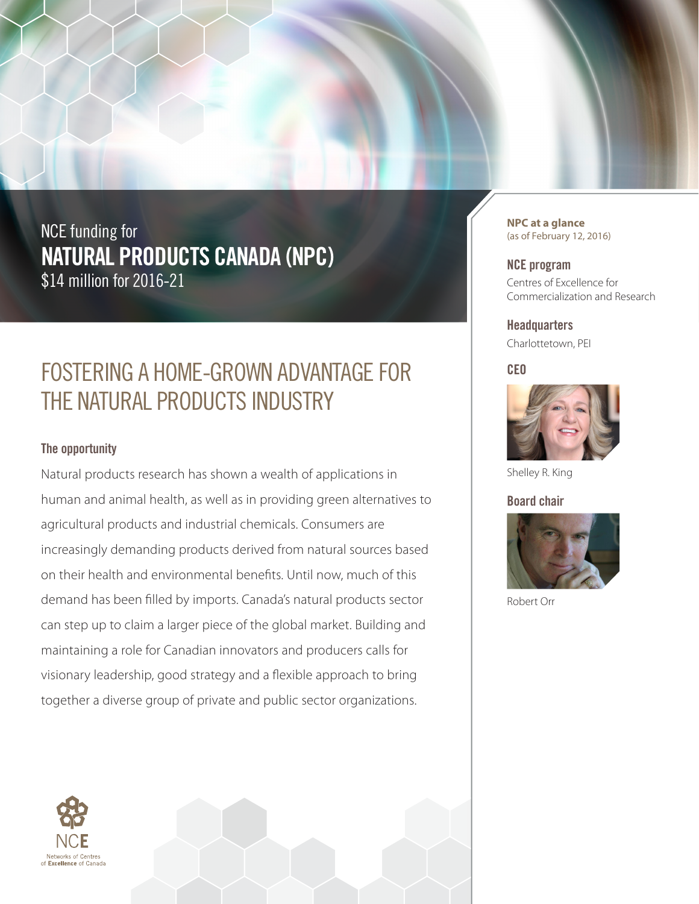NCE funding for

# NATURAL PRODUCTS CANADA (NPC)

$14 million for 2016-21

## FOSTERING A HOME-GROWN ADVANTAGE FOR THE NATURAL PRODUCTS INDUSTRY

### The opportunity

Natural products research has shown a wealth of applications in human and animal health, as well as in providing green alternatives to agricultural products and industrial chemicals. Consumers are increasingly demanding products derived from natural sources based on their health and environmental benefits. Until now, much of this demand has been filled by imports. Canada's natural products sector can step up to claim a larger piece of the global market. Building and maintaining a role for Canadian innovators and producers calls for visionary leadership, good strategy and a flexible approach to bring together a diverse group of private and public sector organizations.

**NPC at a glance**
(as of February 12, 2016)

**NCE program**
Centres of Excellence for Commercialization and Research

**Headquarters**
Charlottetown, PEI

**CEO**
Shelley R. King

**Board chair**
Robert Orr

NCE
Networks of Centres of **Excellence** of Canada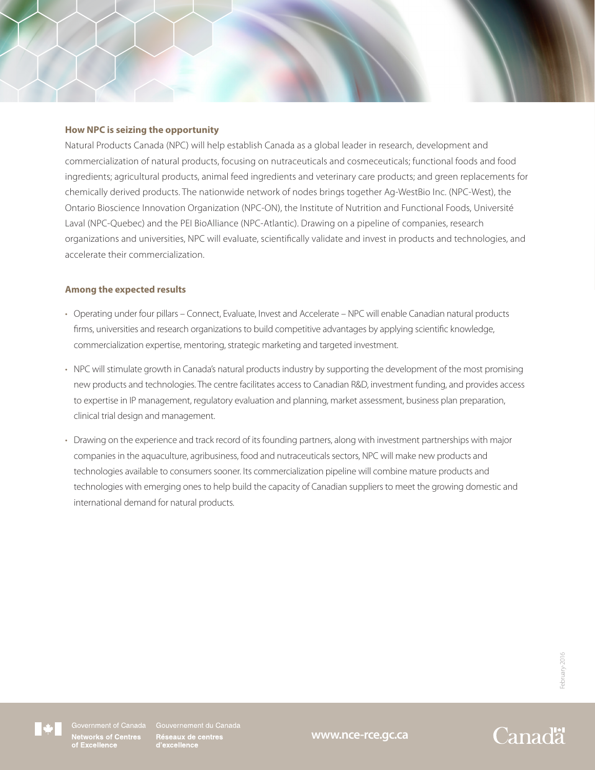### How NPC is seizing the opportunity

Natural Products Canada (NPC) will help establish Canada as a global leader in research, development and commercialization of natural products, focusing on nutraceuticals and cosmeceuticals; functional foods and food ingredients; agricultural products, animal feed ingredients and veterinary care products; and green replacements for chemically derived products. The nationwide network of nodes brings together Ag-WestBio Inc. (NPC-West), the Ontario Bioscience Innovation Organization (NPC-ON), the Institute of Nutrition and Functional Foods, Université Laval (NPC-Quebec) and the PEI BioAlliance (NPC-Atlantic). Drawing on a pipeline of companies, research organizations and universities, NPC will evaluate, scientifically validate and invest in products and technologies, and accelerate their commercialization.

### Among the expected results

- Operating under four pillars – Connect, Evaluate, Invest and Accelerate – NPC will enable Canadian natural products firms, universities and research organizations to build competitive advantages by applying scientific knowledge, commercialization expertise, mentoring, strategic marketing and targeted investment.
- NPC will stimulate growth in Canada's natural products industry by supporting the development of the most promising new products and technologies. The centre facilitates access to Canadian R&D, investment funding, and provides access to expertise in IP management, regulatory evaluation and planning, market assessment, business plan preparation, clinical trial design and management.
- Drawing on the experience and track record of its founding partners, along with investment partnerships with major companies in the aquaculture, agribusiness, food and nutraceuticals sectors, NPC will make new products and technologies available to consumers sooner. Its commercialization pipeline will combine mature products and technologies with emerging ones to help build the capacity of Canadian suppliers to meet the growing domestic and international demand for natural products.

February-2016

Government of Canada Gouvernement du Canada
Networks of Centres of Excellence Réseaux de centres d'excellence

www.nce-rce.gc.ca

Canadä